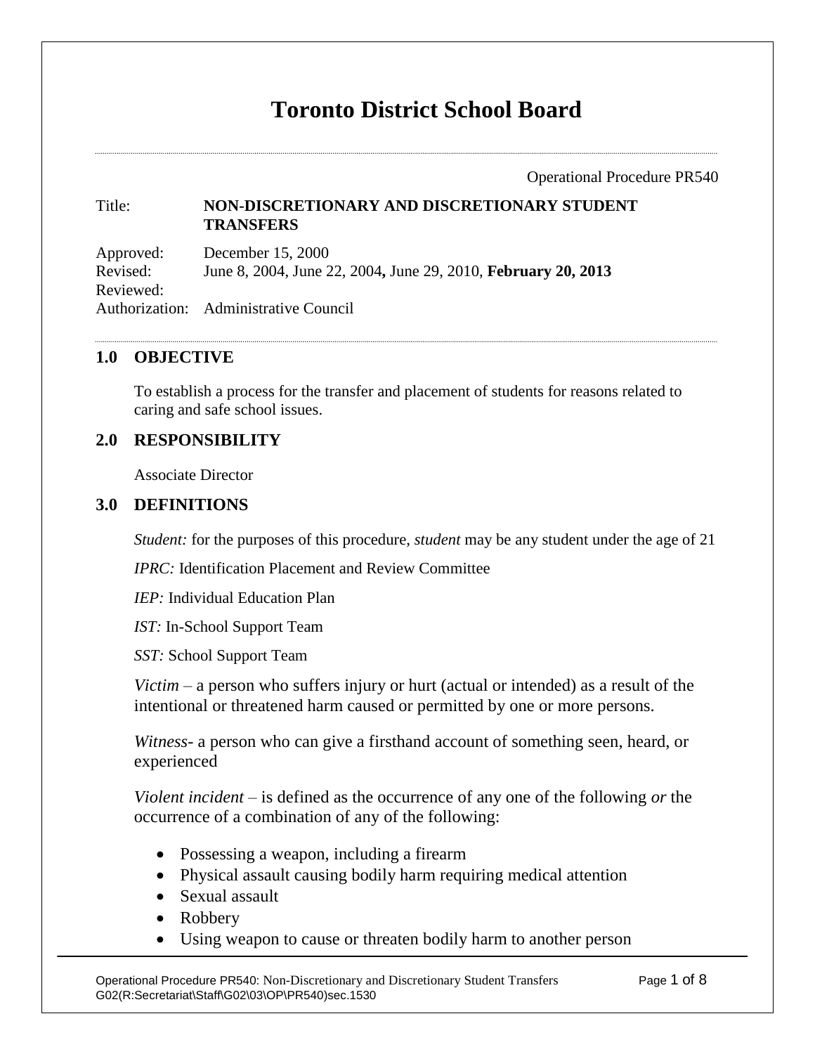# Toronto District School Board

Operational Procedure PR540

| | |
|---|---|
| Title: | **NON-DISCRETIONARY AND DISCRETIONARY STUDENT TRANSFERS** |
| Approved: | December 15, 2000 |
| Revised: | June 8, 2004, June 22, 2004**,** June 29, 2010, **February 20, 2013** |
| Reviewed: | |
| Authorization: | Administrative Council |

## 1.0 OBJECTIVE

To establish a process for the transfer and placement of students for reasons related to caring and safe school issues.

## 2.0 RESPONSIBILITY

Associate Director

## 3.0 DEFINITIONS

*Student:* for the purposes of this procedure, *student* may be any student under the age of 21

*IPRC:* Identification Placement and Review Committee

*IEP:* Individual Education Plan

*IST:* In-School Support Team

*SST:* School Support Team

*Victim* – a person who suffers injury or hurt (actual or intended) as a result of the intentional or threatened harm caused or permitted by one or more persons.

*Witness*- a person who can give a firsthand account of something seen, heard, or experienced

*Violent incident* – is defined as the occurrence of any one of the following *or* the occurrence of a combination of any of the following:

- Possessing a weapon, including a firearm
- Physical assault causing bodily harm requiring medical attention
- Sexual assault
- Robbery
- Using weapon to cause or threaten bodily harm to another person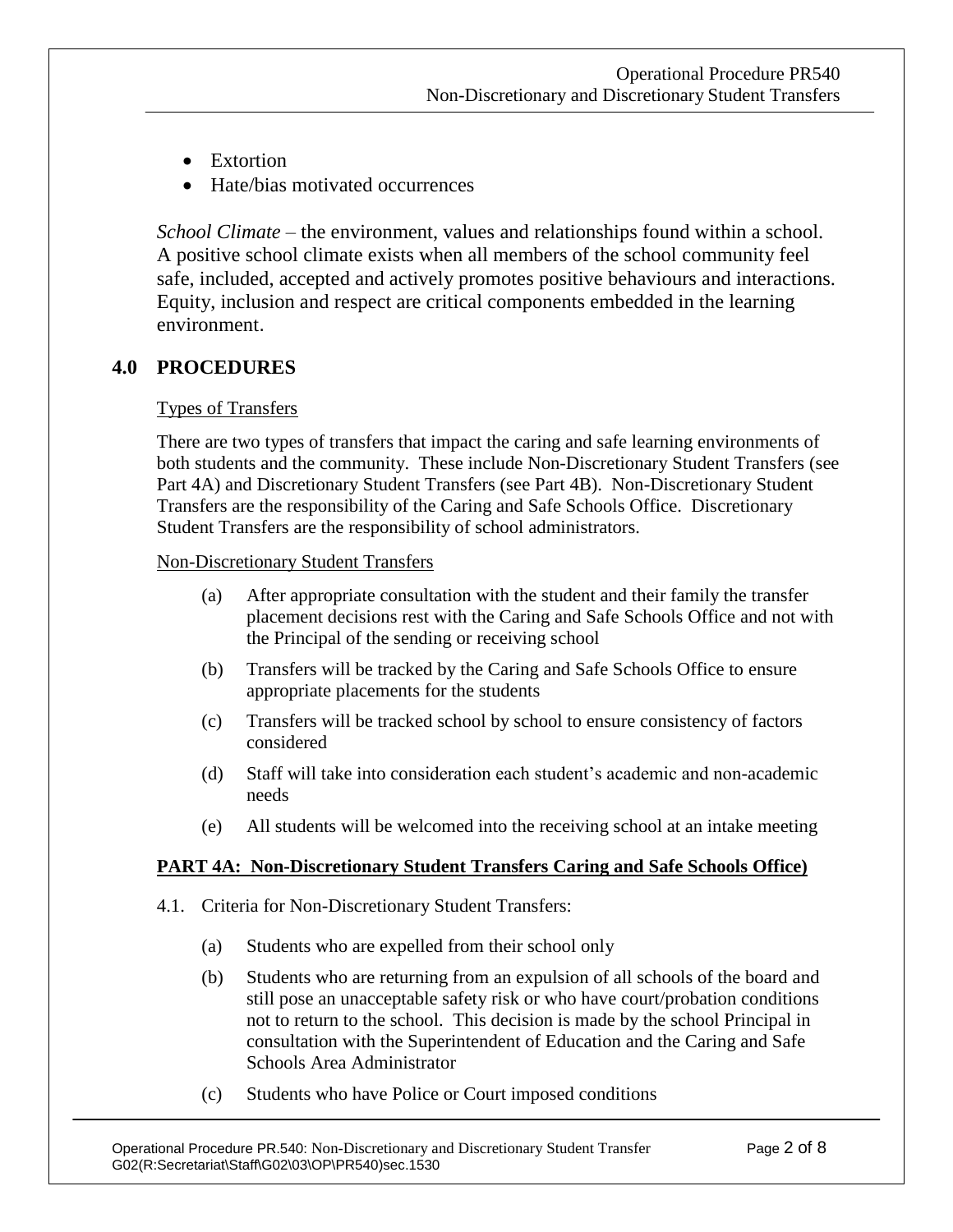- Extortion
- Hate/bias motivated occurrences

*School Climate* – the environment, values and relationships found within a school. A positive school climate exists when all members of the school community feel safe, included, accepted and actively promotes positive behaviours and interactions. Equity, inclusion and respect are critical components embedded in the learning environment.

## 4.0 PROCEDURES

Types of Transfers

There are two types of transfers that impact the caring and safe learning environments of both students and the community. These include Non-Discretionary Student Transfers (see Part 4A) and Discretionary Student Transfers (see Part 4B). Non-Discretionary Student Transfers are the responsibility of the Caring and Safe Schools Office. Discretionary Student Transfers are the responsibility of school administrators.

Non-Discretionary Student Transfers

(a) After appropriate consultation with the student and their family the transfer placement decisions rest with the Caring and Safe Schools Office and not with the Principal of the sending or receiving school

(b) Transfers will be tracked by the Caring and Safe Schools Office to ensure appropriate placements for the students

(c) Transfers will be tracked school by school to ensure consistency of factors considered

(d) Staff will take into consideration each student's academic and non-academic needs

(e) All students will be welcomed into the receiving school at an intake meeting

**PART 4A: Non-Discretionary Student Transfers Caring and Safe Schools Office)**

4.1. Criteria for Non-Discretionary Student Transfers:

(a) Students who are expelled from their school only

(b) Students who are returning from an expulsion of all schools of the board and still pose an unacceptable safety risk or who have court/probation conditions not to return to the school. This decision is made by the school Principal in consultation with the Superintendent of Education and the Caring and Safe Schools Area Administrator

(c) Students who have Police or Court imposed conditions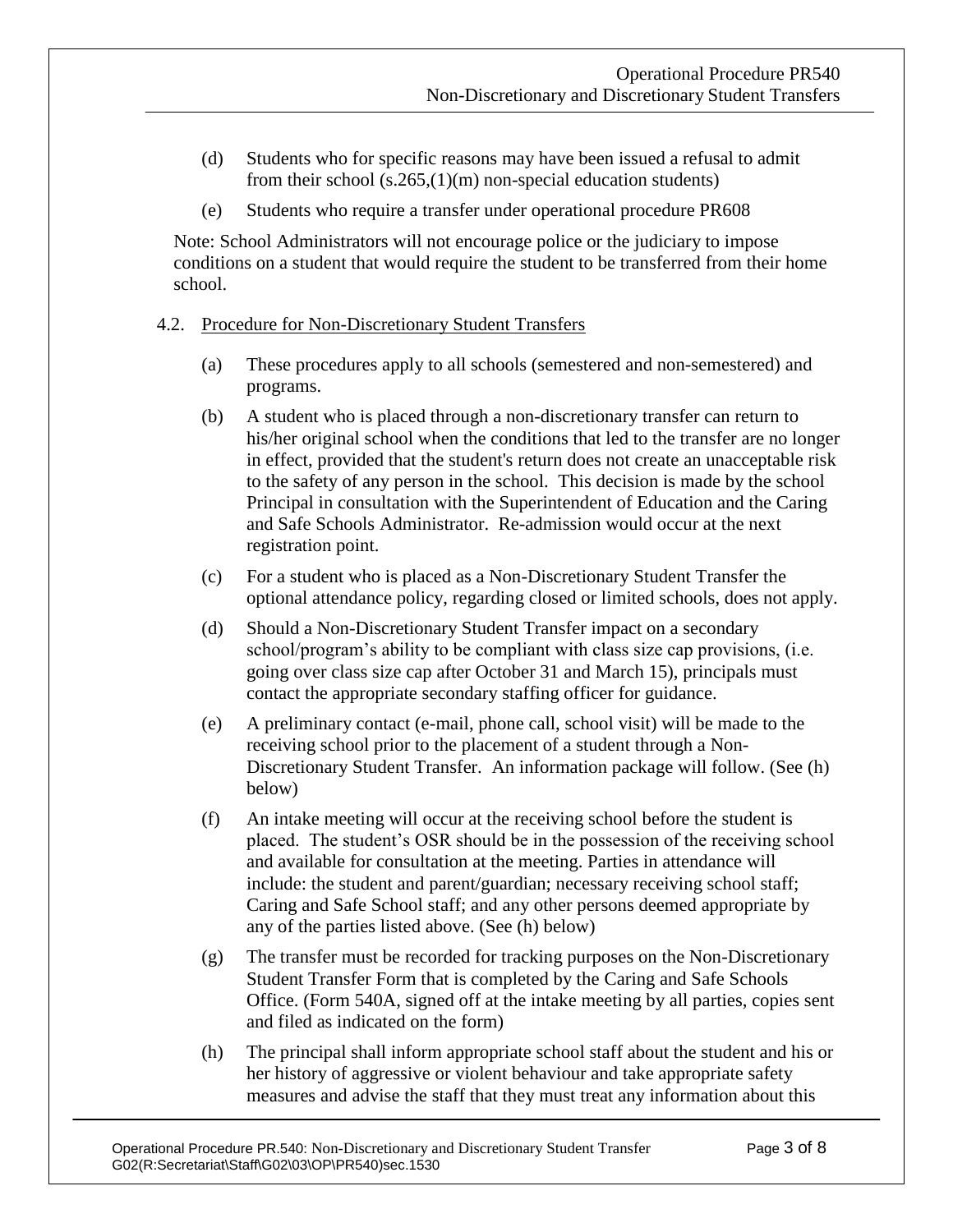(d) Students who for specific reasons may have been issued a refusal to admit from their school (s.265,(1)(m) non-special education students)

(e) Students who require a transfer under operational procedure PR608

Note: School Administrators will not encourage police or the judiciary to impose conditions on a student that would require the student to be transferred from their home school.

4.2. Procedure for Non-Discretionary Student Transfers

(a) These procedures apply to all schools (semestered and non-semestered) and programs.

(b) A student who is placed through a non-discretionary transfer can return to his/her original school when the conditions that led to the transfer are no longer in effect, provided that the student's return does not create an unacceptable risk to the safety of any person in the school. This decision is made by the school Principal in consultation with the Superintendent of Education and the Caring and Safe Schools Administrator. Re-admission would occur at the next registration point.

(c) For a student who is placed as a Non-Discretionary Student Transfer the optional attendance policy, regarding closed or limited schools, does not apply.

(d) Should a Non-Discretionary Student Transfer impact on a secondary school/program's ability to be compliant with class size cap provisions, (i.e. going over class size cap after October 31 and March 15), principals must contact the appropriate secondary staffing officer for guidance.

(e) A preliminary contact (e-mail, phone call, school visit) will be made to the receiving school prior to the placement of a student through a Non-Discretionary Student Transfer. An information package will follow. (See (h) below)

(f) An intake meeting will occur at the receiving school before the student is placed. The student's OSR should be in the possession of the receiving school and available for consultation at the meeting. Parties in attendance will include: the student and parent/guardian; necessary receiving school staff; Caring and Safe School staff; and any other persons deemed appropriate by any of the parties listed above. (See (h) below)

(g) The transfer must be recorded for tracking purposes on the Non-Discretionary Student Transfer Form that is completed by the Caring and Safe Schools Office. (Form 540A, signed off at the intake meeting by all parties, copies sent and filed as indicated on the form)

(h) The principal shall inform appropriate school staff about the student and his or her history of aggressive or violent behaviour and take appropriate safety measures and advise the staff that they must treat any information about this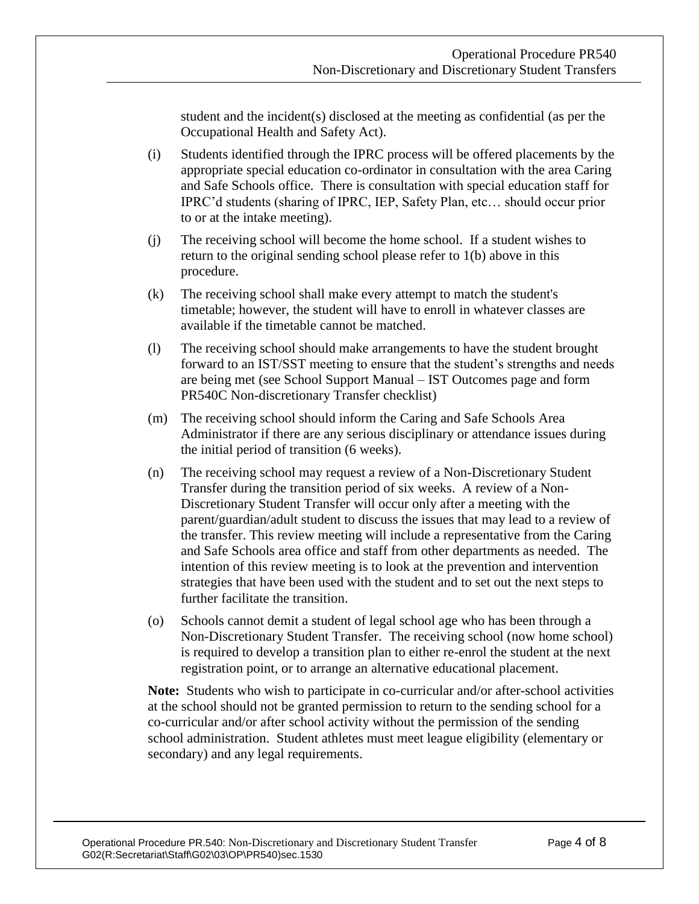student and the incident(s) disclosed at the meeting as confidential (as per the Occupational Health and Safety Act).

(i) Students identified through the IPRC process will be offered placements by the appropriate special education co-ordinator in consultation with the area Caring and Safe Schools office. There is consultation with special education staff for IPRC'd students (sharing of IPRC, IEP, Safety Plan, etc… should occur prior to or at the intake meeting).

(j) The receiving school will become the home school. If a student wishes to return to the original sending school please refer to 1(b) above in this procedure.

(k) The receiving school shall make every attempt to match the student's timetable; however, the student will have to enroll in whatever classes are available if the timetable cannot be matched.

(l) The receiving school should make arrangements to have the student brought forward to an IST/SST meeting to ensure that the student's strengths and needs are being met (see School Support Manual – IST Outcomes page and form PR540C Non-discretionary Transfer checklist)

(m) The receiving school should inform the Caring and Safe Schools Area Administrator if there are any serious disciplinary or attendance issues during the initial period of transition (6 weeks).

(n) The receiving school may request a review of a Non-Discretionary Student Transfer during the transition period of six weeks. A review of a Non-Discretionary Student Transfer will occur only after a meeting with the parent/guardian/adult student to discuss the issues that may lead to a review of the transfer. This review meeting will include a representative from the Caring and Safe Schools area office and staff from other departments as needed. The intention of this review meeting is to look at the prevention and intervention strategies that have been used with the student and to set out the next steps to further facilitate the transition.

(o) Schools cannot demit a student of legal school age who has been through a Non-Discretionary Student Transfer. The receiving school (now home school) is required to develop a transition plan to either re-enrol the student at the next registration point, or to arrange an alternative educational placement.

**Note:** Students who wish to participate in co-curricular and/or after-school activities at the school should not be granted permission to return to the sending school for a co-curricular and/or after school activity without the permission of the sending school administration. Student athletes must meet league eligibility (elementary or secondary) and any legal requirements.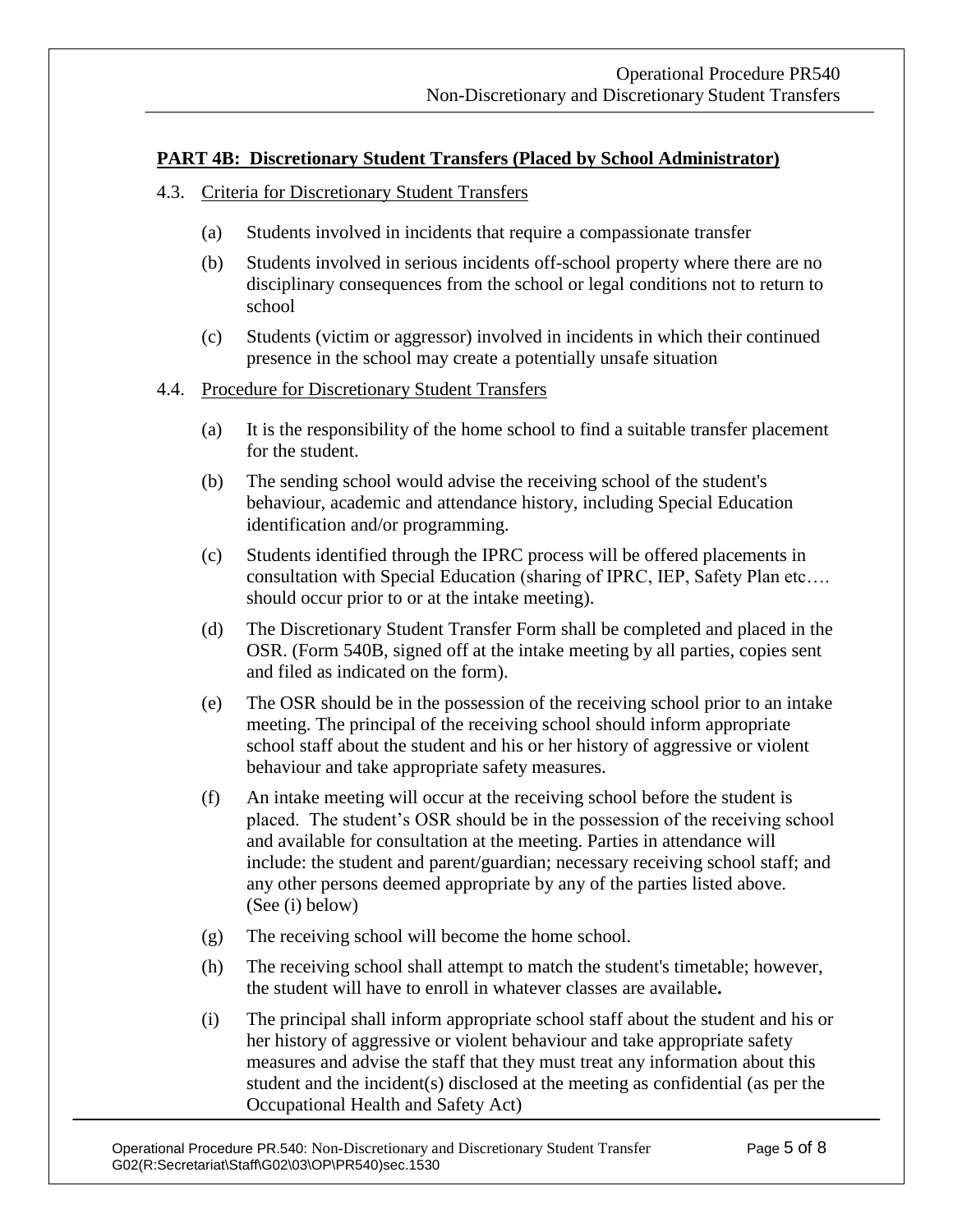## PART 4B: Discretionary Student Transfers (Placed by School Administrator)

4.3. Criteria for Discretionary Student Transfers

(a) Students involved in incidents that require a compassionate transfer

(b) Students involved in serious incidents off-school property where there are no disciplinary consequences from the school or legal conditions not to return to school

(c) Students (victim or aggressor) involved in incidents in which their continued presence in the school may create a potentially unsafe situation

4.4. Procedure for Discretionary Student Transfers

(a) It is the responsibility of the home school to find a suitable transfer placement for the student.

(b) The sending school would advise the receiving school of the student's behaviour, academic and attendance history, including Special Education identification and/or programming.

(c) Students identified through the IPRC process will be offered placements in consultation with Special Education (sharing of IPRC, IEP, Safety Plan etc…. should occur prior to or at the intake meeting).

(d) The Discretionary Student Transfer Form shall be completed and placed in the OSR. (Form 540B, signed off at the intake meeting by all parties, copies sent and filed as indicated on the form).

(e) The OSR should be in the possession of the receiving school prior to an intake meeting. The principal of the receiving school should inform appropriate school staff about the student and his or her history of aggressive or violent behaviour and take appropriate safety measures.

(f) An intake meeting will occur at the receiving school before the student is placed. The student's OSR should be in the possession of the receiving school and available for consultation at the meeting. Parties in attendance will include: the student and parent/guardian; necessary receiving school staff; and any other persons deemed appropriate by any of the parties listed above. (See (i) below)

(g) The receiving school will become the home school.

(h) The receiving school shall attempt to match the student's timetable; however, the student will have to enroll in whatever classes are available**.**

(i) The principal shall inform appropriate school staff about the student and his or her history of aggressive or violent behaviour and take appropriate safety measures and advise the staff that they must treat any information about this student and the incident(s) disclosed at the meeting as confidential (as per the Occupational Health and Safety Act)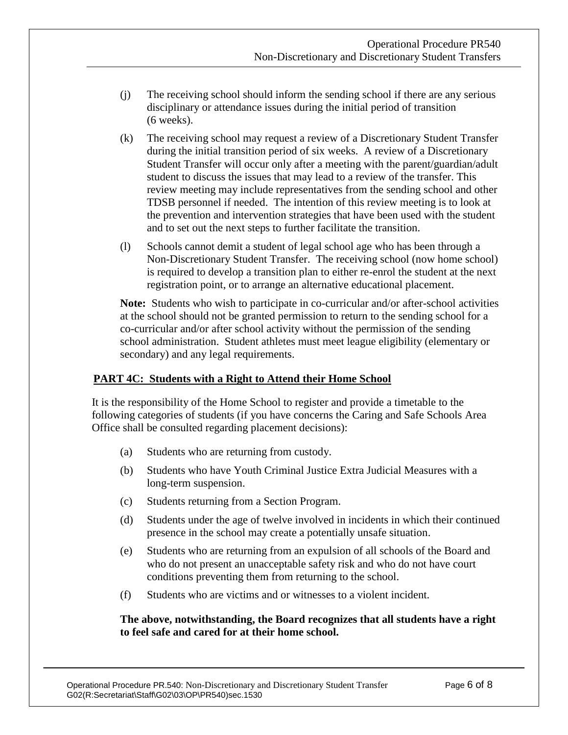(j) The receiving school should inform the sending school if there are any serious disciplinary or attendance issues during the initial period of transition (6 weeks).

(k) The receiving school may request a review of a Discretionary Student Transfer during the initial transition period of six weeks. A review of a Discretionary Student Transfer will occur only after a meeting with the parent/guardian/adult student to discuss the issues that may lead to a review of the transfer. This review meeting may include representatives from the sending school and other TDSB personnel if needed. The intention of this review meeting is to look at the prevention and intervention strategies that have been used with the student and to set out the next steps to further facilitate the transition.

(l) Schools cannot demit a student of legal school age who has been through a Non-Discretionary Student Transfer. The receiving school (now home school) is required to develop a transition plan to either re-enrol the student at the next registration point, or to arrange an alternative educational placement.

**Note:** Students who wish to participate in co-curricular and/or after-school activities at the school should not be granted permission to return to the sending school for a co-curricular and/or after school activity without the permission of the sending school administration. Student athletes must meet league eligibility (elementary or secondary) and any legal requirements.

## PART 4C: Students with a Right to Attend their Home School

It is the responsibility of the Home School to register and provide a timetable to the following categories of students (if you have concerns the Caring and Safe Schools Area Office shall be consulted regarding placement decisions):

(a) Students who are returning from custody.

(b) Students who have Youth Criminal Justice Extra Judicial Measures with a long-term suspension.

(c) Students returning from a Section Program.

(d) Students under the age of twelve involved in incidents in which their continued presence in the school may create a potentially unsafe situation.

(e) Students who are returning from an expulsion of all schools of the Board and who do not present an unacceptable safety risk and who do not have court conditions preventing them from returning to the school.

(f) Students who are victims and or witnesses to a violent incident.

**The above, notwithstanding, the Board recognizes that all students have a right to feel safe and cared for at their home school.**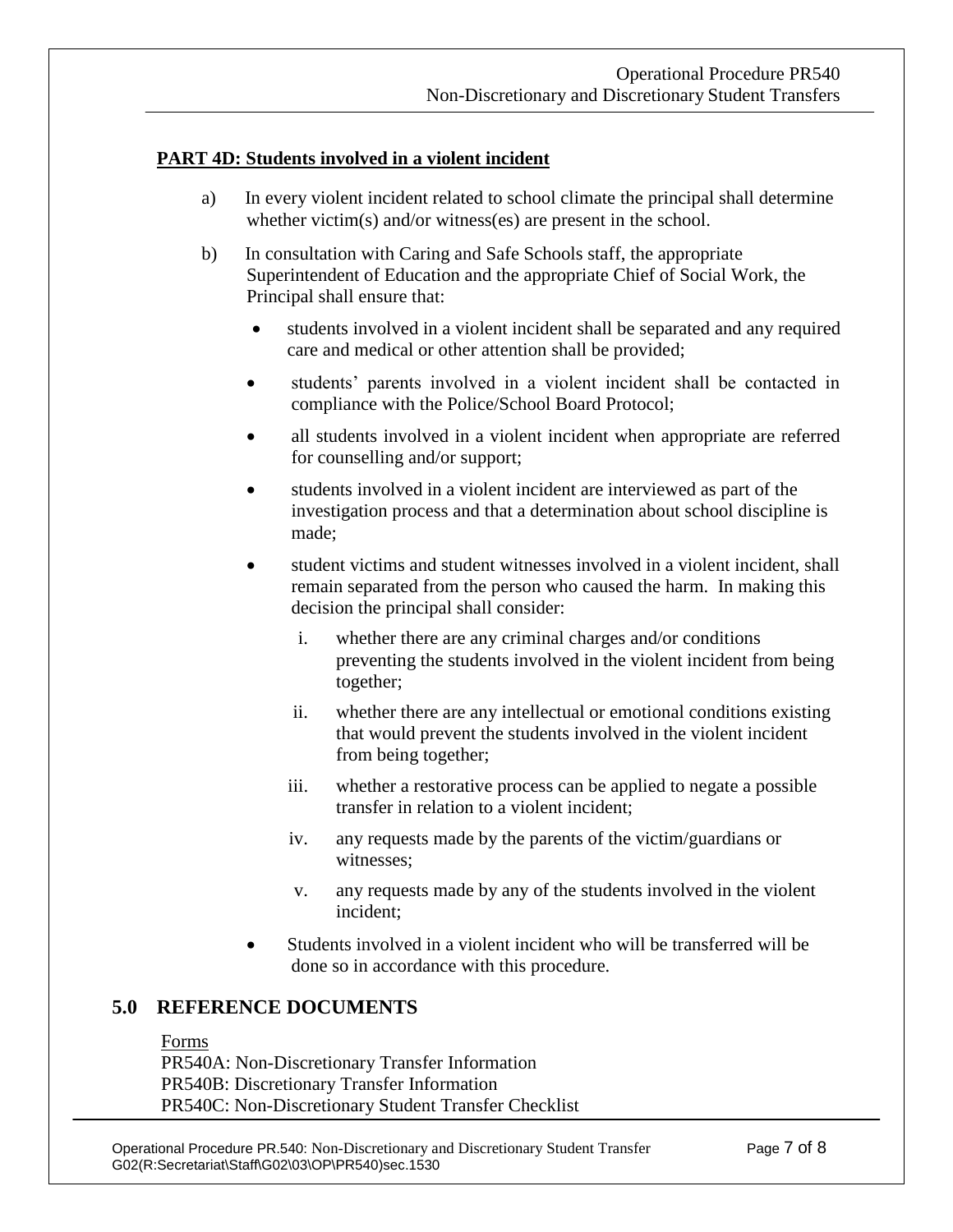**PART 4D: Students involved in a violent incident**

a) In every violent incident related to school climate the principal shall determine whether victim(s) and/or witness(es) are present in the school.

b) In consultation with Caring and Safe Schools staff, the appropriate Superintendent of Education and the appropriate Chief of Social Work, the Principal shall ensure that:

- students involved in a violent incident shall be separated and any required care and medical or other attention shall be provided;
- students' parents involved in a violent incident shall be contacted in compliance with the Police/School Board Protocol;
- all students involved in a violent incident when appropriate are referred for counselling and/or support;
- students involved in a violent incident are interviewed as part of the investigation process and that a determination about school discipline is made;
- student victims and student witnesses involved in a violent incident, shall remain separated from the person who caused the harm. In making this decision the principal shall consider:
    - i. whether there are any criminal charges and/or conditions preventing the students involved in the violent incident from being together;
    - ii. whether there are any intellectual or emotional conditions existing that would prevent the students involved in the violent incident from being together;
    - iii. whether a restorative process can be applied to negate a possible transfer in relation to a violent incident;
    - iv. any requests made by the parents of the victim/guardians or witnesses;
    - v. any requests made by any of the students involved in the violent incident;
- Students involved in a violent incident who will be transferred will be done so in accordance with this procedure.

## 5.0 REFERENCE DOCUMENTS

Forms
PR540A: Non-Discretionary Transfer Information
PR540B: Discretionary Transfer Information
PR540C: Non-Discretionary Student Transfer Checklist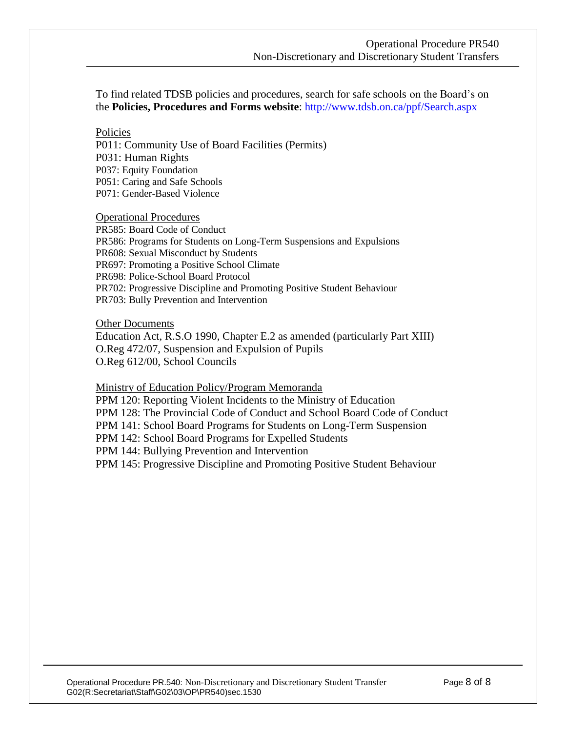To find related TDSB policies and procedures, search for safe schools on the Board's on the **Policies, Procedures and Forms website**: http://www.tdsb.on.ca/ppf/Search.aspx

Policies

P011: Community Use of Board Facilities (Permits)
P031: Human Rights
P037: Equity Foundation
P051: Caring and Safe Schools
P071: Gender-Based Violence

Operational Procedures

PR585: Board Code of Conduct
PR586: Programs for Students on Long-Term Suspensions and Expulsions
PR608: Sexual Misconduct by Students
PR697: Promoting a Positive School Climate
PR698: Police-School Board Protocol
PR702: Progressive Discipline and Promoting Positive Student Behaviour
PR703: Bully Prevention and Intervention

Other Documents

Education Act, R.S.O 1990, Chapter E.2 as amended (particularly Part XIII)
O.Reg 472/07, Suspension and Expulsion of Pupils
O.Reg 612/00, School Councils

Ministry of Education Policy/Program Memoranda

PPM 120: Reporting Violent Incidents to the Ministry of Education
PPM 128: The Provincial Code of Conduct and School Board Code of Conduct
PPM 141: School Board Programs for Students on Long-Term Suspension
PPM 142: School Board Programs for Expelled Students
PPM 144: Bullying Prevention and Intervention
PPM 145: Progressive Discipline and Promoting Positive Student Behaviour